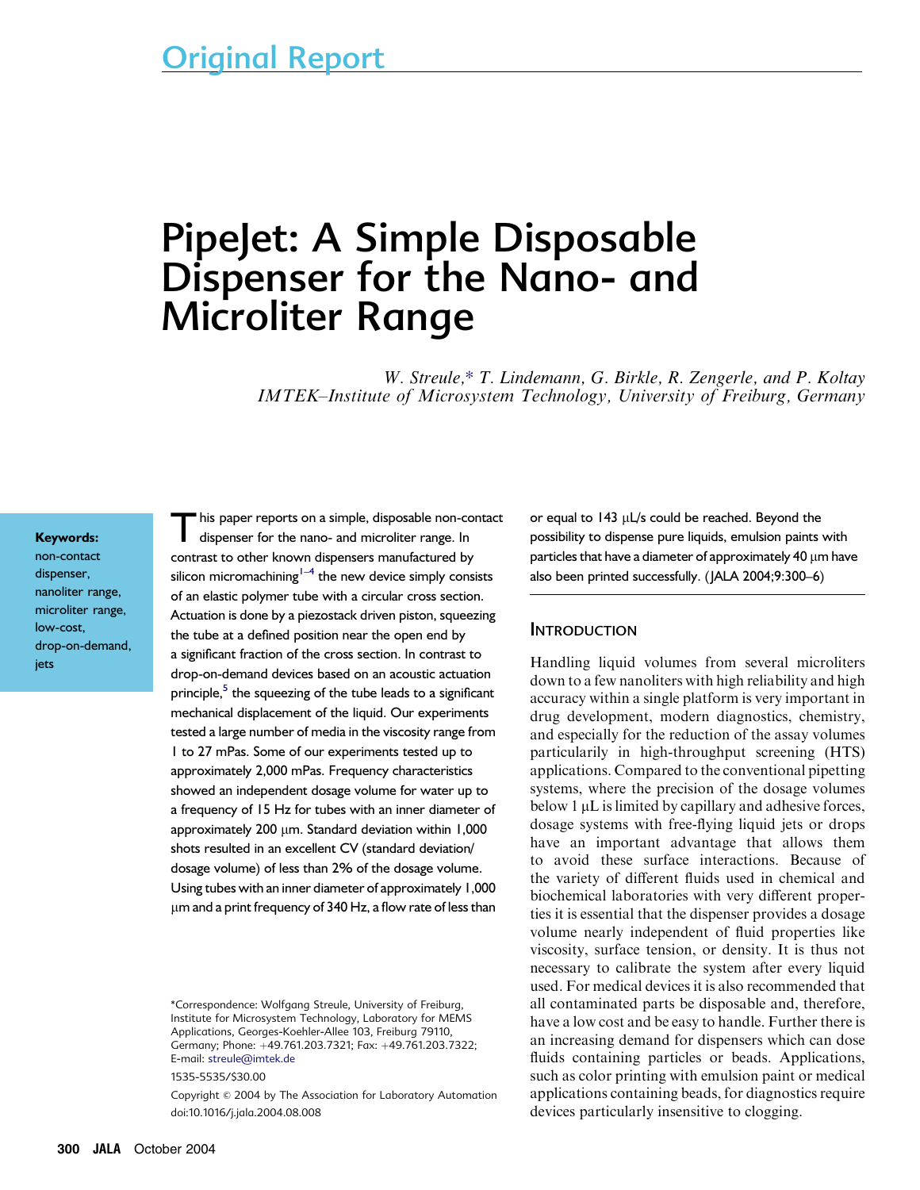Original Report

# PipeJet: A Simple Disposable Dispenser for the Nano- and Microliter Range

*W. Streule,* T. Lindemann, G. Birkle, R. Zengerle, and P. Koltay*
*IMTEK–Institute of Microsystem Technology, University of Freiburg, Germany*

**Keywords:** non-contact dispenser, nanoliter range, microliter range, low-cost, drop-on-demand, jets

This paper reports on a simple, disposable non-contact dispenser for the nano- and microliter range. In contrast to other known dispensers manufactured by silicon micromachining[1–4] the new device simply consists of an elastic polymer tube with a circular cross section. Actuation is done by a piezostack driven piston, squeezing the tube at a defined position near the open end by a significant fraction of the cross section. In contrast to drop-on-demand devices based on an acoustic actuation principle,[5] the squeezing of the tube leads to a significant mechanical displacement of the liquid. Our experiments tested a large number of media in the viscosity range from 1 to 27 mPas. Some of our experiments tested up to approximately 2,000 mPas. Frequency characteristics showed an independent dosage volume for water up to a frequency of 15 Hz for tubes with an inner diameter of approximately 200 μm. Standard deviation within 1,000 shots resulted in an excellent CV (standard deviation/dosage volume) of less than 2% of the dosage volume. Using tubes with an inner diameter of approximately 1,000 μm and a print frequency of 340 Hz, a flow rate of less than or equal to 143 μL/s could be reached. Beyond the possibility to dispense pure liquids, emulsion paints with particles that have a diameter of approximately 40 μm have also been printed successfully. (JALA 2004;9:300–6)

## Introduction

Handling liquid volumes from several microliters down to a few nanoliters with high reliability and high accuracy within a single platform is very important in drug development, modern diagnostics, chemistry, and especially for the reduction of the assay volumes particularily in high-throughput screening (HTS) applications. Compared to the conventional pipetting systems, where the precision of the dosage volumes below 1 μL is limited by capillary and adhesive forces, dosage systems with free-flying liquid jets or drops have an important advantage that allows them to avoid these surface interactions. Because of the variety of different fluids used in chemical and biochemical laboratories with very different properties it is essential that the dispenser provides a dosage volume nearly independent of fluid properties like viscosity, surface tension, or density. It is thus not necessary to calibrate the system after every liquid used. For medical devices it is also recommended that all contaminated parts be disposable and, therefore, have a low cost and be easy to handle. Further there is an increasing demand for dispensers which can dose fluids containing particles or beads. Applications, such as color printing with emulsion paint or medical applications containing beads, for diagnostics require devices particularly insensitive to clogging.

*Correspondence: Wolfgang Streule, University of Freiburg, Institute for Microsystem Technology, Laboratory for MEMS Applications, Georges-Koehler-Allee 103, Freiburg 79110, Germany; Phone: +49.761.203.7321; Fax: +49.761.203.7322; E-mail: streule@imtek.de

1535-5535/$30.00

Copyright © 2004 by The Association for Laboratory Automation
doi:10.1016/j.jala.2004.08.008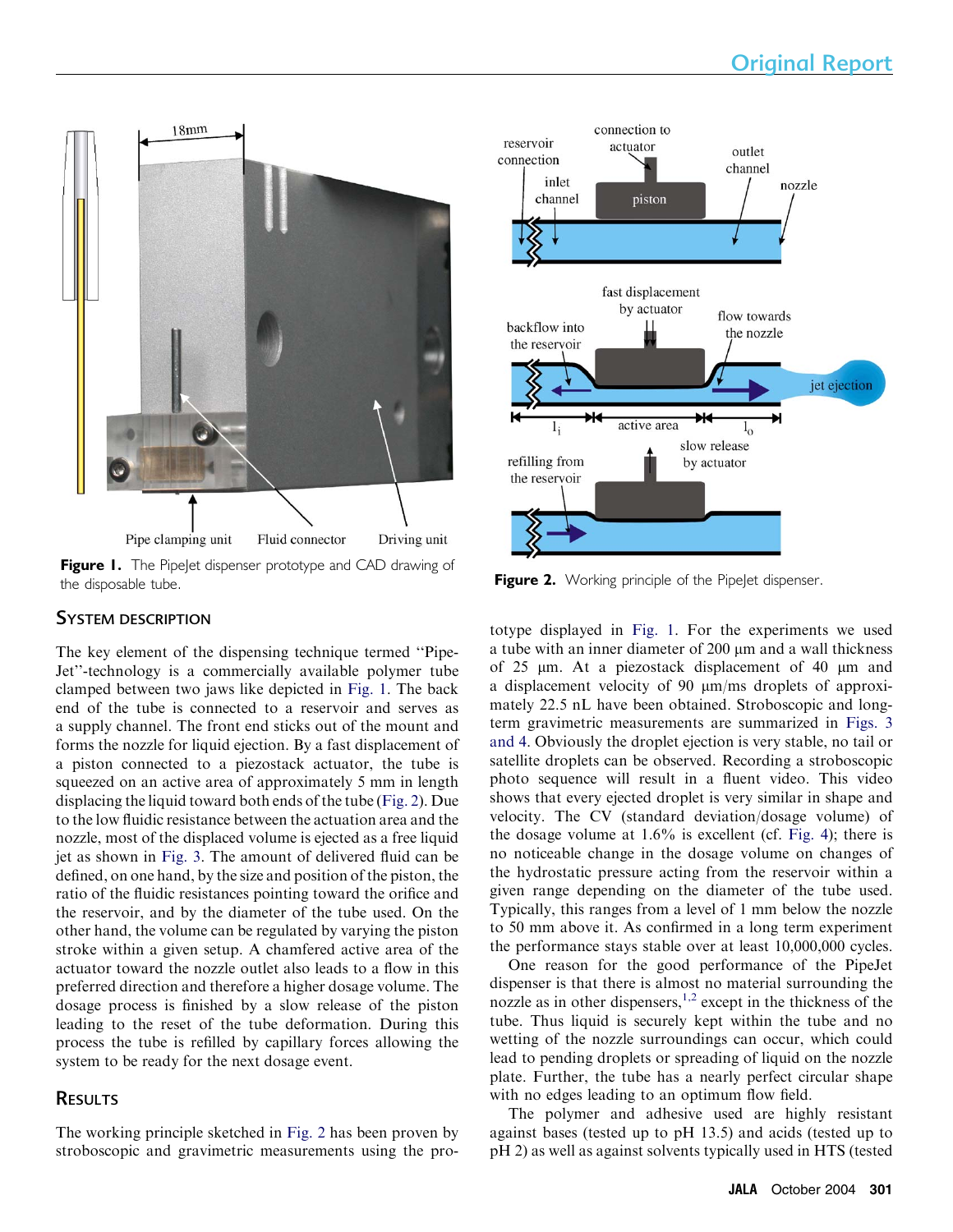Figure 1. The PipeJet dispenser prototype and CAD drawing of the disposable tube.

Figure 2. Working principle of the PipeJet dispenser.

## SYSTEM DESCRIPTION

The key element of the dispensing technique termed "PipeJet"-technology is a commercially available polymer tube clamped between two jaws like depicted in Fig. 1. The back end of the tube is connected to a reservoir and serves as a supply channel. The front end sticks out of the mount and forms the nozzle for liquid ejection. By a fast displacement of a piston connected to a piezostack actuator, the tube is squeezed on an active area of approximately 5 mm in length displacing the liquid toward both ends of the tube (Fig. 2). Due to the low fluidic resistance between the actuation area and the nozzle, most of the displaced volume is ejected as a free liquid jet as shown in Fig. 3. The amount of delivered fluid can be defined, on one hand, by the size and position of the piston, the ratio of the fluidic resistances pointing toward the orifice and the reservoir, and by the diameter of the tube used. On the other hand, the volume can be regulated by varying the piston stroke within a given setup. A chamfered active area of the actuator toward the nozzle outlet also leads to a flow in this preferred direction and therefore a higher dosage volume. The dosage process is finished by a slow release of the piston leading to the reset of the tube deformation. During this process the tube is refilled by capillary forces allowing the system to be ready for the next dosage event.

## RESULTS

The working principle sketched in Fig. 2 has been proven by stroboscopic and gravimetric measurements using the prototype displayed in Fig. 1. For the experiments we used a tube with an inner diameter of 200 μm and a wall thickness of 25 μm. At a piezostack displacement of 40 μm and a displacement velocity of 90 μm/ms droplets of approximately 22.5 nL have been obtained. Stroboscopic and long-term gravimetric measurements are summarized in Figs. 3 and 4. Obviously the droplet ejection is very stable, no tail or satellite droplets can be observed. Recording a stroboscopic photo sequence will result in a fluent video. This video shows that every ejected droplet is very similar in shape and velocity. The CV (standard deviation/dosage volume) of the dosage volume at 1.6% is excellent (cf. Fig. 4); there is no noticeable change in the dosage volume on changes of the hydrostatic pressure acting from the reservoir within a given range depending on the diameter of the tube used. Typically, this ranges from a level of 1 mm below the nozzle to 50 mm above it. As confirmed in a long term experiment the performance stays stable over at least 10,000,000 cycles.

One reason for the good performance of the PipeJet dispenser is that there is almost no material surrounding the nozzle as in other dispensers,[1,2] except in the thickness of the tube. Thus liquid is securely kept within the tube and no wetting of the nozzle surroundings can occur, which could lead to pending droplets or spreading of liquid on the nozzle plate. Further, the tube has a nearly perfect circular shape with no edges leading to an optimum flow field.

The polymer and adhesive used are highly resistant against bases (tested up to pH 13.5) and acids (tested up to pH 2) as well as against solvents typically used in HTS (tested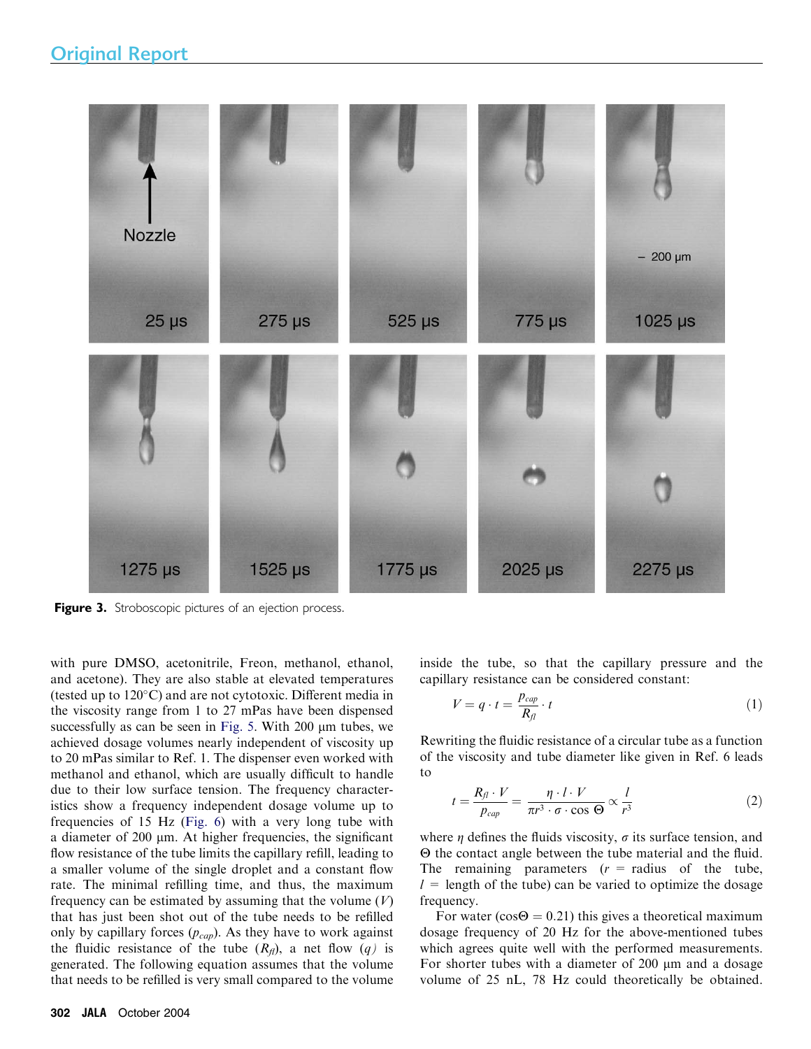Figure 3. Stroboscopic pictures of an ejection process.

with pure DMSO, acetonitrile, Freon, methanol, ethanol, and acetone). They are also stable at elevated temperatures (tested up to 120°C) and are not cytotoxic. Different media in the viscosity range from 1 to 27 mPas have been dispensed successfully as can be seen in Fig. 5. With 200 µm tubes, we achieved dosage volumes nearly independent of viscosity up to 20 mPas similar to Ref. 1. The dispenser even worked with methanol and ethanol, which are usually difficult to handle due to their low surface tension. The frequency characteristics show a frequency independent dosage volume up to frequencies of 15 Hz (Fig. 6) with a very long tube with a diameter of 200 µm. At higher frequencies, the significant flow resistance of the tube limits the capillary refill, leading to a smaller volume of the single droplet and a constant flow rate. The minimal refilling time, and thus, the maximum frequency can be estimated by assuming that the volume ($V$) that has just been shot out of the tube needs to be refilled only by capillary forces ($p_{cap}$). As they have to work against the fluidic resistance of the tube ($R_{fl}$), a net flow ($q$) is generated. The following equation assumes that the volume that needs to be refilled is very small compared to the volume inside the tube, so that the capillary pressure and the capillary resistance can be considered constant:

$$V = q \cdot t = \frac{p_{cap}}{R_{fl}} \cdot t \qquad (1)$$

Rewriting the fluidic resistance of a circular tube as a function of the viscosity and tube diameter like given in Ref. 6 leads to

$$t = \frac{R_{fl} \cdot V}{p_{cap}} = \frac{\eta \cdot l \cdot V}{\pi r^3 \cdot \sigma \cdot \cos \Theta} \propto \frac{l}{r^3} \qquad (2)$$

where $\eta$ defines the fluids viscosity, $\sigma$ its surface tension, and $\Theta$ the contact angle between the tube material and the fluid. The remaining parameters ($r$ = radius of the tube, $l$ = length of the tube) can be varied to optimize the dosage frequency.

For water ($\cos\Theta = 0.21$) this gives a theoretical maximum dosage frequency of 20 Hz for the above-mentioned tubes which agrees quite well with the performed measurements. For shorter tubes with a diameter of 200 µm and a dosage volume of 25 nL, 78 Hz could theoretically be obtained.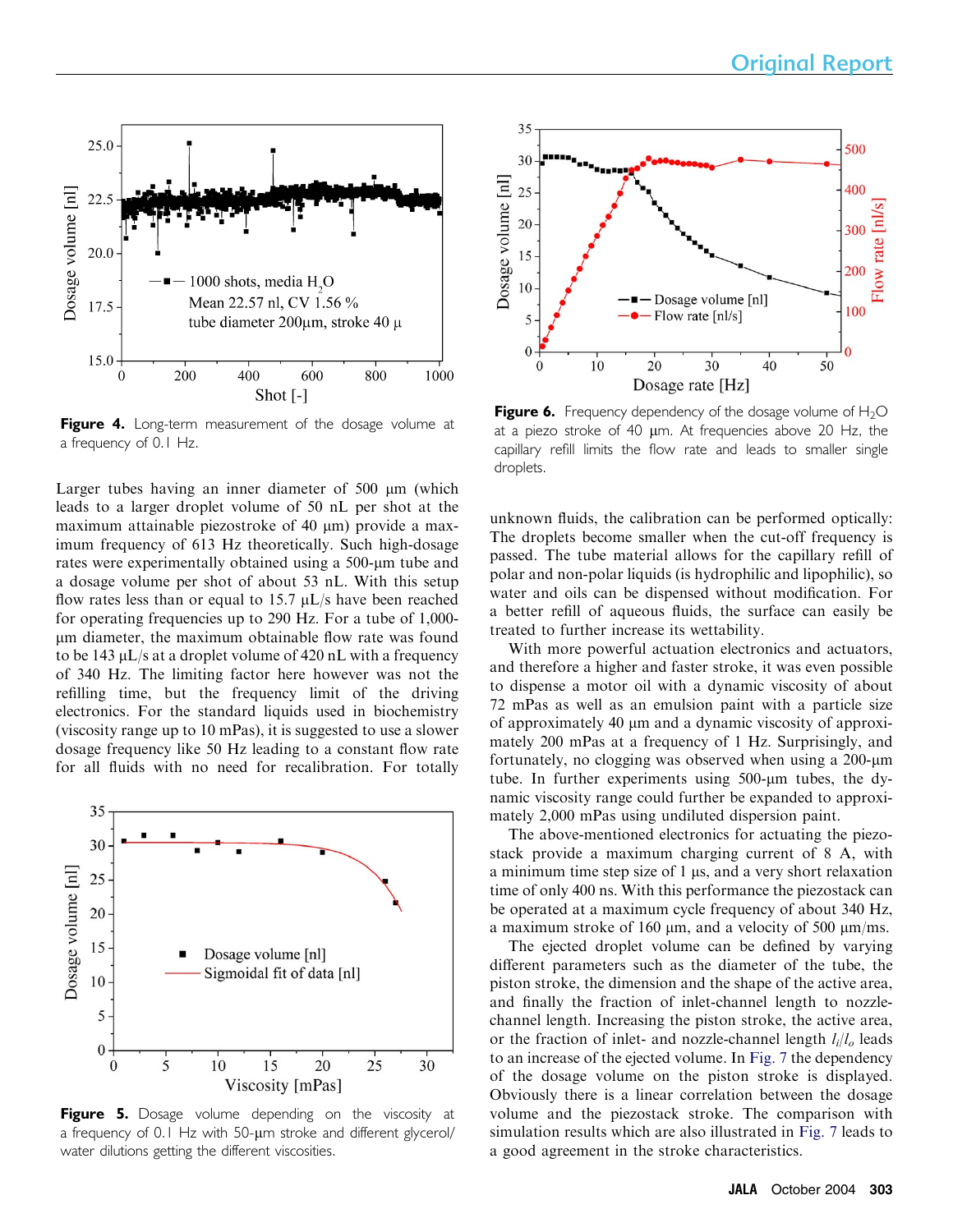Figure 4. Long-term measurement of the dosage volume at a frequency of 0.1 Hz.

Larger tubes having an inner diameter of 500 μm (which leads to a larger droplet volume of 50 nL per shot at the maximum attainable piezostroke of 40 μm) provide a maximum frequency of 613 Hz theoretically. Such high-dosage rates were experimentally obtained using a 500-μm tube and a dosage volume per shot of about 53 nL. With this setup flow rates less than or equal to 15.7 μL/s have been reached for operating frequencies up to 290 Hz. For a tube of 1,000-μm diameter, the maximum obtainable flow rate was found to be 143 μL/s at a droplet volume of 420 nL with a frequency of 340 Hz. The limiting factor here however was not the refilling time, but the frequency limit of the driving electronics. For the standard liquids used in biochemistry (viscosity range up to 10 mPas), it is suggested to use a slower dosage frequency like 50 Hz leading to a constant flow rate for all fluids with no need for recalibration. For totally unknown fluids, the calibration can be performed optically: The droplets become smaller when the cut-off frequency is passed. The tube material allows for the capillary refill of polar and non-polar liquids (is hydrophilic and lipophilic), so water and oils can be dispensed without modification. For a better refill of aqueous fluids, the surface can easily be treated to further increase its wettability.

Figure 5. Dosage volume depending on the viscosity at a frequency of 0.1 Hz with 50-μm stroke and different glycerol/water dilutions getting the different viscosities.

Figure 6. Frequency dependency of the dosage volume of $H_2O$ at a piezo stroke of 40 μm. At frequencies above 20 Hz, the capillary refill limits the flow rate and leads to smaller single droplets.

With more powerful actuation electronics and actuators, and therefore a higher and faster stroke, it was even possible to dispense a motor oil with a dynamic viscosity of about 72 mPas as well as an emulsion paint with a particle size of approximately 40 μm and a dynamic viscosity of approximately 200 mPas at a frequency of 1 Hz. Surprisingly, and fortunately, no clogging was observed when using a 200-μm tube. In further experiments using 500-μm tubes, the dynamic viscosity range could further be expanded to approximately 2,000 mPas using undiluted dispersion paint.

The above-mentioned electronics for actuating the piezostack provide a maximum charging current of 8 A, with a minimum time step size of 1 μs, and a very short relaxation time of only 400 ns. With this performance the piezostack can be operated at a maximum cycle frequency of about 340 Hz, a maximum stroke of 160 μm, and a velocity of 500 μm/ms.

The ejected droplet volume can be defined by varying different parameters such as the diameter of the tube, the piston stroke, the dimension and the shape of the active area, and finally the fraction of inlet-channel length to nozzle-channel length. Increasing the piston stroke, the active area, or the fraction of inlet- and nozzle-channel length $l_i/l_o$ leads to an increase of the ejected volume. In Fig. 7 the dependency of the dosage volume on the piston stroke is displayed. Obviously there is a linear correlation between the dosage volume and the piezostack stroke. The comparison with simulation results which are also illustrated in Fig. 7 leads to a good agreement in the stroke characteristics.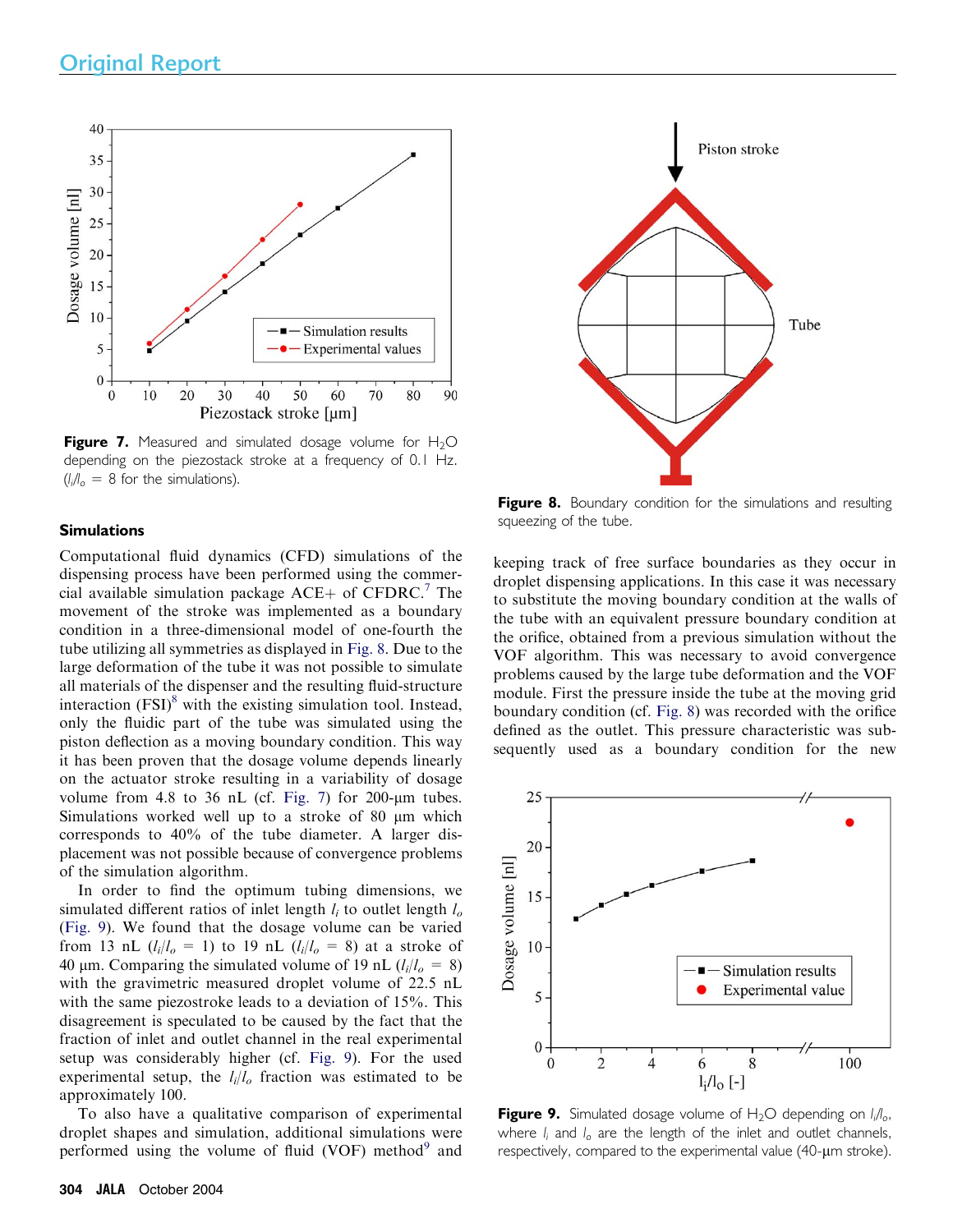Figure 7. Measured and simulated dosage volume for $H_2O$ depending on the piezostack stroke at a frequency of 0.1 Hz. ($l_i/l_o$ = 8 for the simulations).

Figure 8. Boundary condition for the simulations and resulting squeezing of the tube.

### Simulations

Computational fluid dynamics (CFD) simulations of the dispensing process have been performed using the commercial available simulation package ACE+ of CFDRC.[7] The movement of the stroke was implemented as a boundary condition in a three-dimensional model of one-fourth the tube utilizing all symmetries as displayed in Fig. 8. Due to the large deformation of the tube it was not possible to simulate all materials of the dispenser and the resulting fluid-structure interaction (FSI)[8] with the existing simulation tool. Instead, only the fluidic part of the tube was simulated using the piston deflection as a moving boundary condition. This way it has been proven that the dosage volume depends linearly on the actuator stroke resulting in a variability of dosage volume from 4.8 to 36 nL (cf. Fig. 7) for 200-μm tubes. Simulations worked well up to a stroke of 80 μm which corresponds to 40% of the tube diameter. A larger displacement was not possible because of convergence problems of the simulation algorithm.

In order to find the optimum tubing dimensions, we simulated different ratios of inlet length $l_i$ to outlet length $l_o$ (Fig. 9). We found that the dosage volume can be varied from 13 nL ($l_i/l_o$ = 1) to 19 nL ($l_i/l_o$ = 8) at a stroke of 40 μm. Comparing the simulated volume of 19 nL ($l_i/l_o$ = 8) with the gravimetric measured droplet volume of 22.5 nL with the same piezostroke leads to a deviation of 15%. This disagreement is speculated to be caused by the fact that the fraction of inlet and outlet channel in the real experimental setup was considerably higher (cf. Fig. 9). For the used experimental setup, the $l_i/l_o$ fraction was estimated to be approximately 100.

To also have a qualitative comparison of experimental droplet shapes and simulation, additional simulations were performed using the volume of fluid (VOF) method[9] and keeping track of free surface boundaries as they occur in droplet dispensing applications. In this case it was necessary to substitute the moving boundary condition at the walls of the tube with an equivalent pressure boundary condition at the orifice, obtained from a previous simulation without the VOF algorithm. This was necessary to avoid convergence problems caused by the large tube deformation and the VOF module. First the pressure inside the tube at the moving grid boundary condition (cf. Fig. 8) was recorded with the orifice defined as the outlet. This pressure characteristic was subsequently used as a boundary condition for the new

Figure 9. Simulated dosage volume of $H_2O$ depending on $l_i/l_o$, where $l_i$ and $l_o$ are the length of the inlet and outlet channels, respectively, compared to the experimental value (40-μm stroke).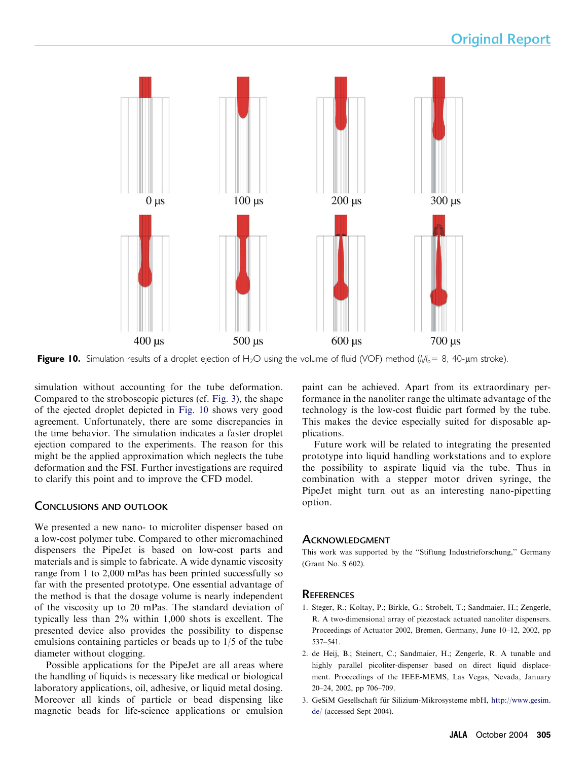Figure 10. Simulation results of a droplet ejection of $H_2O$ using the volume of fluid (VOF) method ($l_i/l_o = 8$, 40-μm stroke).

simulation without accounting for the tube deformation. Compared to the stroboscopic pictures (cf. Fig. 3), the shape of the ejected droplet depicted in Fig. 10 shows very good agreement. Unfortunately, there are some discrepancies in the time behavior. The simulation indicates a faster droplet ejection compared to the experiments. The reason for this might be the applied approximation which neglects the tube deformation and the FSI. Further investigations are required to clarify this point and to improve the CFD model.

## Conclusions and Outlook

We presented a new nano- to microliter dispenser based on a low-cost polymer tube. Compared to other micromachined dispensers the PipeJet is based on low-cost parts and materials and is simple to fabricate. A wide dynamic viscosity range from 1 to 2,000 mPas has been printed successfully so far with the presented prototype. One essential advantage of the method is that the dosage volume is nearly independent of the viscosity up to 20 mPas. The standard deviation of typically less than 2% within 1,000 shots is excellent. The presented device also provides the possibility to dispense emulsions containing particles or beads up to 1/5 of the tube diameter without clogging.

Possible applications for the PipeJet are all areas where the handling of liquids is necessary like medical or biological laboratory applications, oil, adhesive, or liquid metal dosing. Moreover all kinds of particle or bead dispensing like magnetic beads for life-science applications or emulsion paint can be achieved. Apart from its extraordinary performance in the nanoliter range the ultimate advantage of the technology is the low-cost fluidic part formed by the tube. This makes the device especially suited for disposable applications.

Future work will be related to integrating the presented prototype into liquid handling workstations and to explore the possibility to aspirate liquid via the tube. Thus in combination with a stepper motor driven syringe, the PipeJet might turn out as an interesting nano-pipetting option.

## Acknowledgment

This work was supported by the "Stiftung Industrieforschung," Germany (Grant No. S 602).

## References

1. Steger, R.; Koltay, P.; Birkle, G.; Strobelt, T.; Sandmaier, H.; Zengerle, R. A two-dimensional array of piezostack actuated nanoliter dispensers. Proceedings of Actuator 2002, Bremen, Germany, June 10–12, 2002, pp 537–541.
2. de Heij, B.; Steinert, C.; Sandmaier, H.; Zengerle, R. A tunable and highly parallel picoliter-dispenser based on direct liquid displacement. Proceedings of the IEEE-MEMS, Las Vegas, Nevada, January 20–24, 2002, pp 706–709.
3. GeSiM Gesellschaft für Silizium-Mikrosysteme mbH, http://www.gesim.de/ (accessed Sept 2004).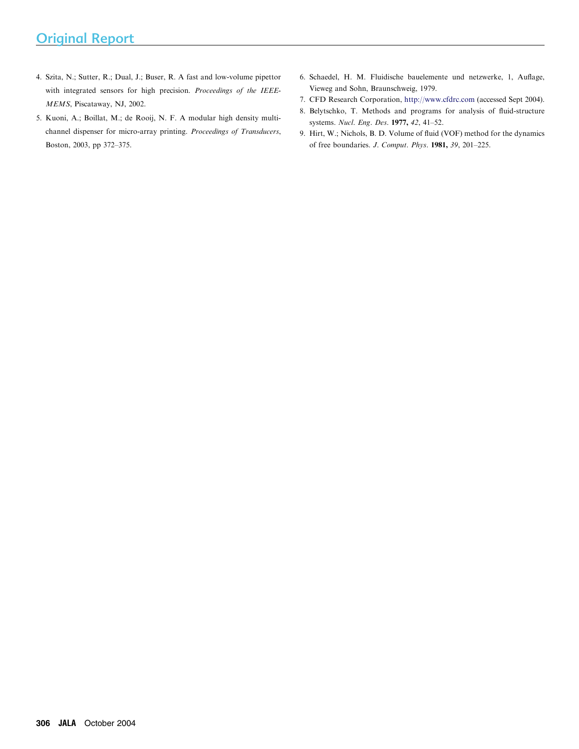4. Szita, N.; Sutter, R.; Dual, J.; Buser, R. A fast and low-volume pipettor with integrated sensors for high precision. *Proceedings of the IEEE-MEMS*, Piscataway, NJ, 2002.
5. Kuoni, A.; Boillat, M.; de Rooij, N. F. A modular high density multi-channel dispenser for micro-array printing. *Proceedings of Transducers*, Boston, 2003, pp 372–375.
6. Schaedel, H. M. Fluidische bauelemente und netzwerke, 1, Auflage, Vieweg and Sohn, Braunschweig, 1979.
7. CFD Research Corporation, http://www.cfdrc.com (accessed Sept 2004).
8. Belytschko, T. Methods and programs for analysis of fluid-structure systems. *Nucl. Eng. Des.* **1977,** *42*, 41–52.
9. Hirt, W.; Nichols, B. D. Volume of fluid (VOF) method for the dynamics of free boundaries. *J. Comput. Phys.* **1981,** *39*, 201–225.